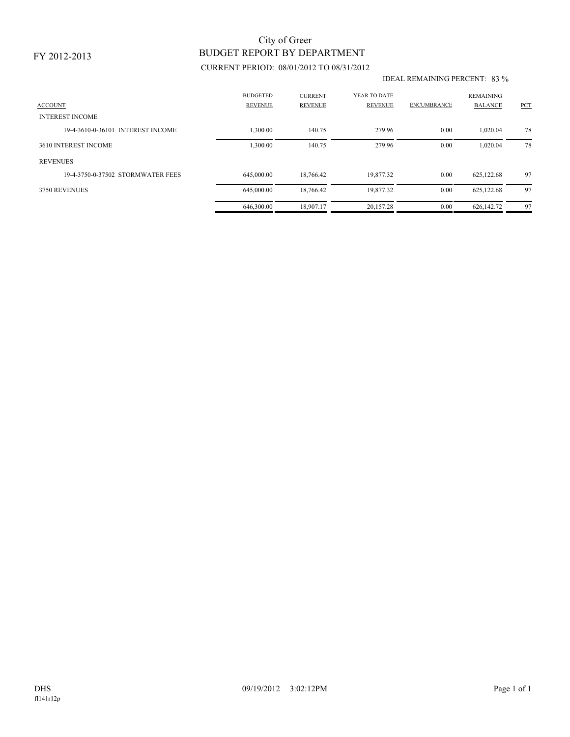FY 2012-2013

# City of Greer
## BUDGET REPORT BY DEPARTMENT

CURRENT PERIOD: 08/01/2012 TO 08/31/2012

IDEAL REMAINING PERCENT: 83 %

| ACCOUNT | BUDGETED REVENUE | CURRENT REVENUE | YEAR TO DATE REVENUE | ENCUMBRANCE | REMAINING BALANCE | PCT |
|---|---|---|---|---|---|---|
| INTEREST INCOME | | | | | | |
| 19-4-3610-0-36101 INTEREST INCOME | 1,300.00 | 140.75 | 279.96 | 0.00 | 1,020.04 | 78 |
| 3610 INTEREST INCOME | 1,300.00 | 140.75 | 279.96 | 0.00 | 1,020.04 | 78 |
| REVENUES | | | | | | |
| 19-4-3750-0-37502 STORMWATER FEES | 645,000.00 | 18,766.42 | 19,877.32 | 0.00 | 625,122.68 | 97 |
| 3750 REVENUES | 645,000.00 | 18,766.42 | 19,877.32 | 0.00 | 625,122.68 | 97 |
| | 646,300.00 | 18,907.17 | 20,157.28 | 0.00 | 626,142.72 | 97 |

DHS 09/19/2012 3:02:12PM

fl141r12p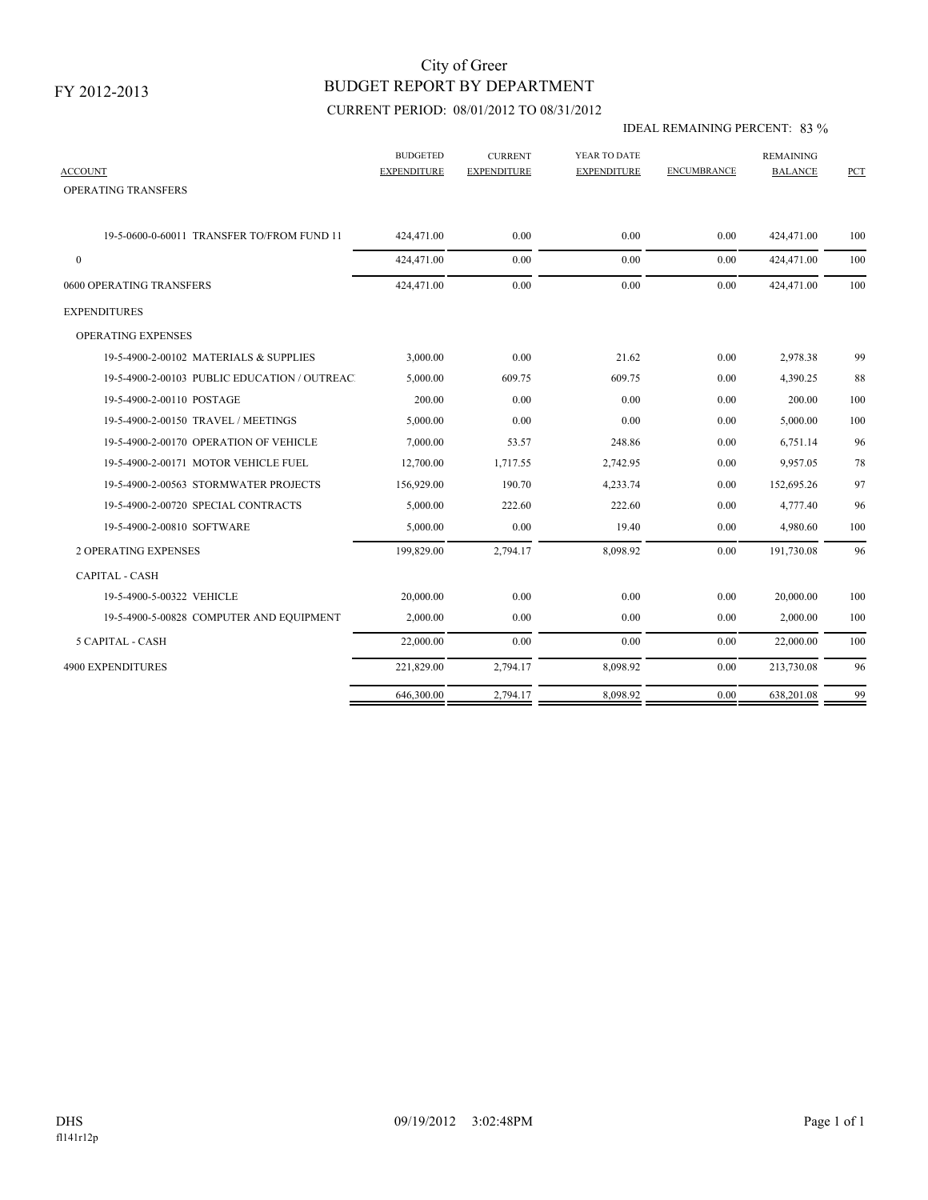FY 2012-2013

# City of Greer
## BUDGET REPORT BY DEPARTMENT

CURRENT PERIOD: 08/01/2012 TO 08/31/2012

IDEAL REMAINING PERCENT: 83 %

| ACCOUNT | BUDGETED EXPENDITURE | CURRENT EXPENDITURE | YEAR TO DATE EXPENDITURE | ENCUMBRANCE | REMAINING BALANCE | PCT |
|---|---|---|---|---|---|---|
| OPERATING TRANSFERS | | | | | | |
| 19-5-0600-0-60011 TRANSFER TO/FROM FUND 11 | 424,471.00 | 0.00 | 0.00 | 0.00 | 424,471.00 | 100 |
| 0 | 424,471.00 | 0.00 | 0.00 | 0.00 | 424,471.00 | 100 |
| 0600 OPERATING TRANSFERS | 424,471.00 | 0.00 | 0.00 | 0.00 | 424,471.00 | 100 |
| EXPENDITURES | | | | | | |
| OPERATING EXPENSES | | | | | | |
| 19-5-4900-2-00102 MATERIALS & SUPPLIES | 3,000.00 | 0.00 | 21.62 | 0.00 | 2,978.38 | 99 |
| 19-5-4900-2-00103 PUBLIC EDUCATION / OUTREAC | 5,000.00 | 609.75 | 609.75 | 0.00 | 4,390.25 | 88 |
| 19-5-4900-2-00110 POSTAGE | 200.00 | 0.00 | 0.00 | 0.00 | 200.00 | 100 |
| 19-5-4900-2-00150 TRAVEL / MEETINGS | 5,000.00 | 0.00 | 0.00 | 0.00 | 5,000.00 | 100 |
| 19-5-4900-2-00170 OPERATION OF VEHICLE | 7,000.00 | 53.57 | 248.86 | 0.00 | 6,751.14 | 96 |
| 19-5-4900-2-00171 MOTOR VEHICLE FUEL | 12,700.00 | 1,717.55 | 2,742.95 | 0.00 | 9,957.05 | 78 |
| 19-5-4900-2-00563 STORMWATER PROJECTS | 156,929.00 | 190.70 | 4,233.74 | 0.00 | 152,695.26 | 97 |
| 19-5-4900-2-00720 SPECIAL CONTRACTS | 5,000.00 | 222.60 | 222.60 | 0.00 | 4,777.40 | 96 |
| 19-5-4900-2-00810 SOFTWARE | 5,000.00 | 0.00 | 19.40 | 0.00 | 4,980.60 | 100 |
| 2 OPERATING EXPENSES | 199,829.00 | 2,794.17 | 8,098.92 | 0.00 | 191,730.08 | 96 |
| CAPITAL - CASH | | | | | | |
| 19-5-4900-5-00322 VEHICLE | 20,000.00 | 0.00 | 0.00 | 0.00 | 20,000.00 | 100 |
| 19-5-4900-5-00828 COMPUTER AND EQUIPMENT | 2,000.00 | 0.00 | 0.00 | 0.00 | 2,000.00 | 100 |
| 5 CAPITAL - CASH | 22,000.00 | 0.00 | 0.00 | 0.00 | 22,000.00 | 100 |
| 4900 EXPENDITURES | 221,829.00 | 2,794.17 | 8,098.92 | 0.00 | 213,730.08 | 96 |
| | 646,300.00 | 2,794.17 | 8,098.92 | 0.00 | 638,201.08 | 99 |

DHS
fl141r12p

09/19/2012 3:02:48PM